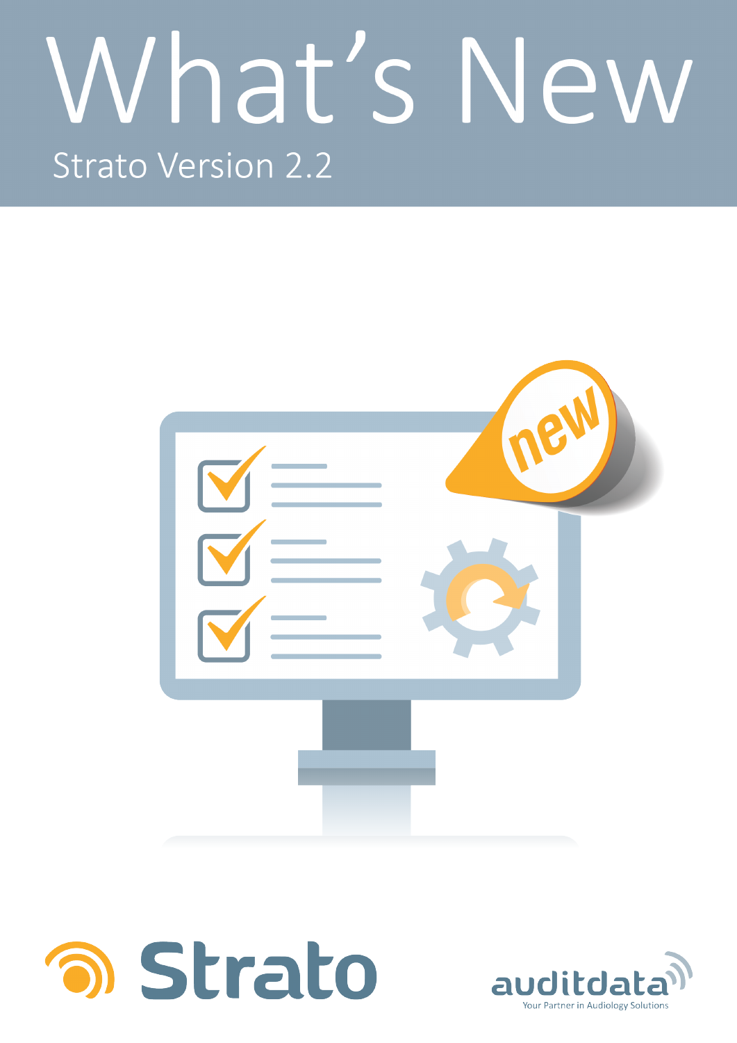# What's New

Strato Version 2.2

Strato

auditdata

Your Partner in Audiology Solutions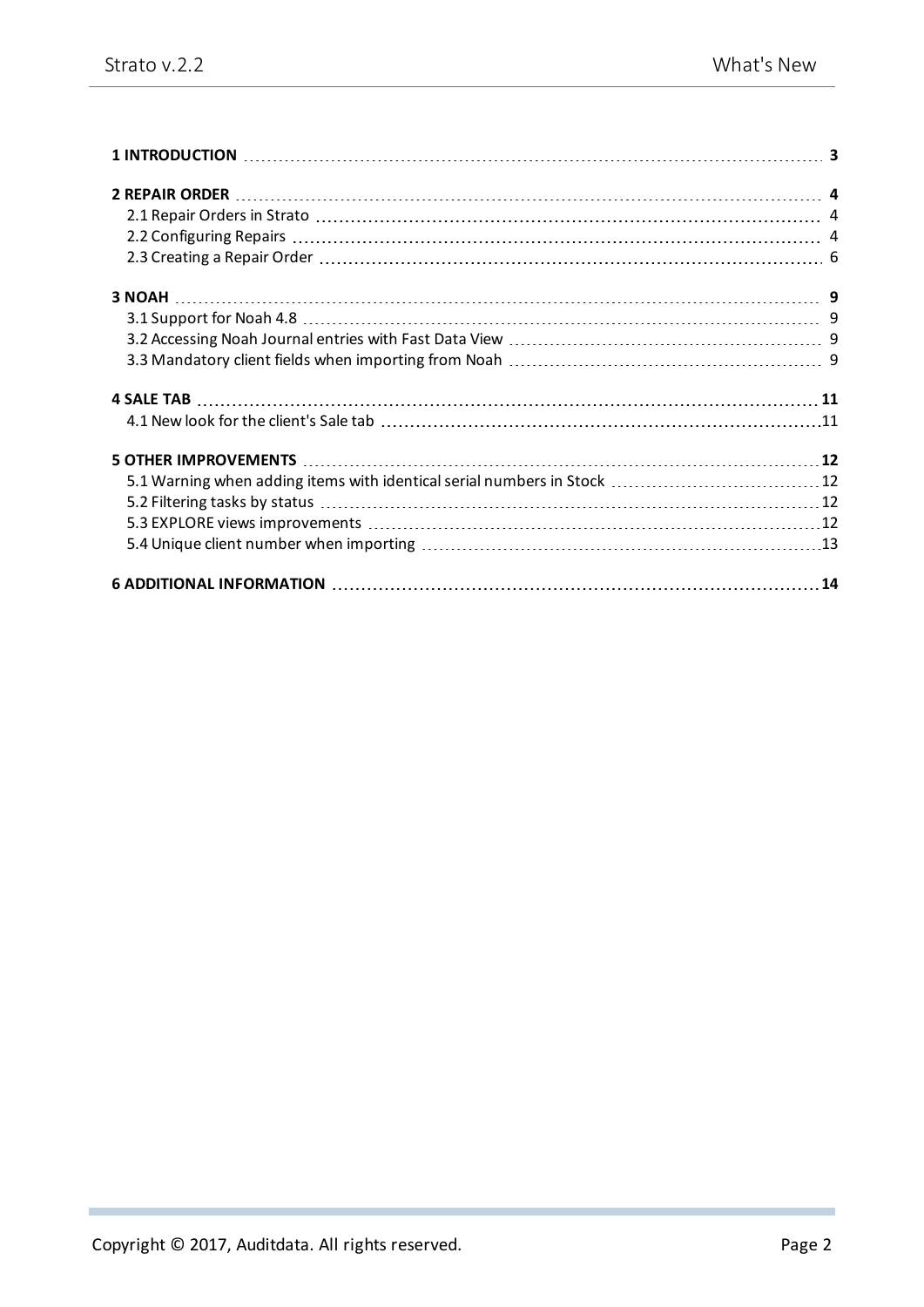**1 INTRODUCTION** ........ **3**

**2 REPAIR ORDER** ........ **4**

2.1 Repair Orders in Strato ........ 4

2.2 Configuring Repairs ........ 4

2.3 Creating a Repair Order ........ 6

**3 NOAH** ........ **9**

3.1 Support for Noah 4.8 ........ 9

3.2 Accessing Noah Journal entries with Fast Data View ........ 9

3.3 Mandatory client fields when importing from Noah ........ 9

**4 SALE TAB** ........ **11**

4.1 New look for the client's Sale tab ........ 11

**5 OTHER IMPROVEMENTS** ........ **12**

5.1 Warning when adding items with identical serial numbers in Stock ........ 12

5.2 Filtering tasks by status ........ 12

5.3 EXPLORE views improvements ........ 12

5.4 Unique client number when importing ........ 13

**6 ADDITIONAL INFORMATION** ........ **14**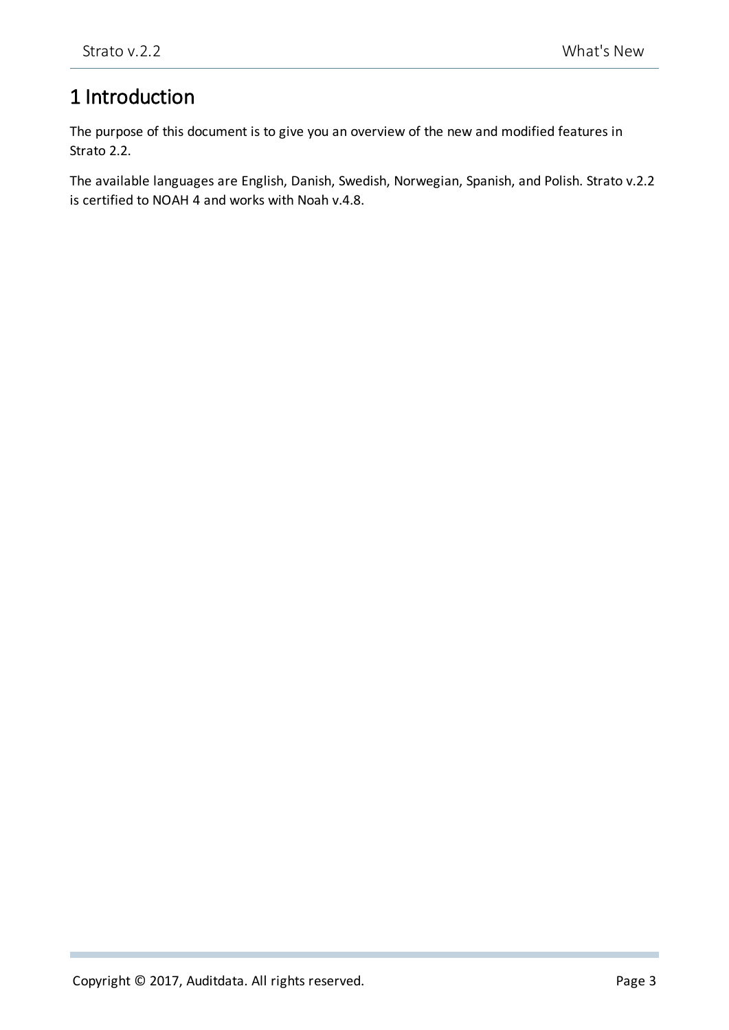# 1 Introduction

The purpose of this document is to give you an overview of the new and modified features in Strato 2.2.

The available languages are English, Danish, Swedish, Norwegian, Spanish, and Polish. Strato v.2.2 is certified to NOAH 4 and works with Noah v.4.8.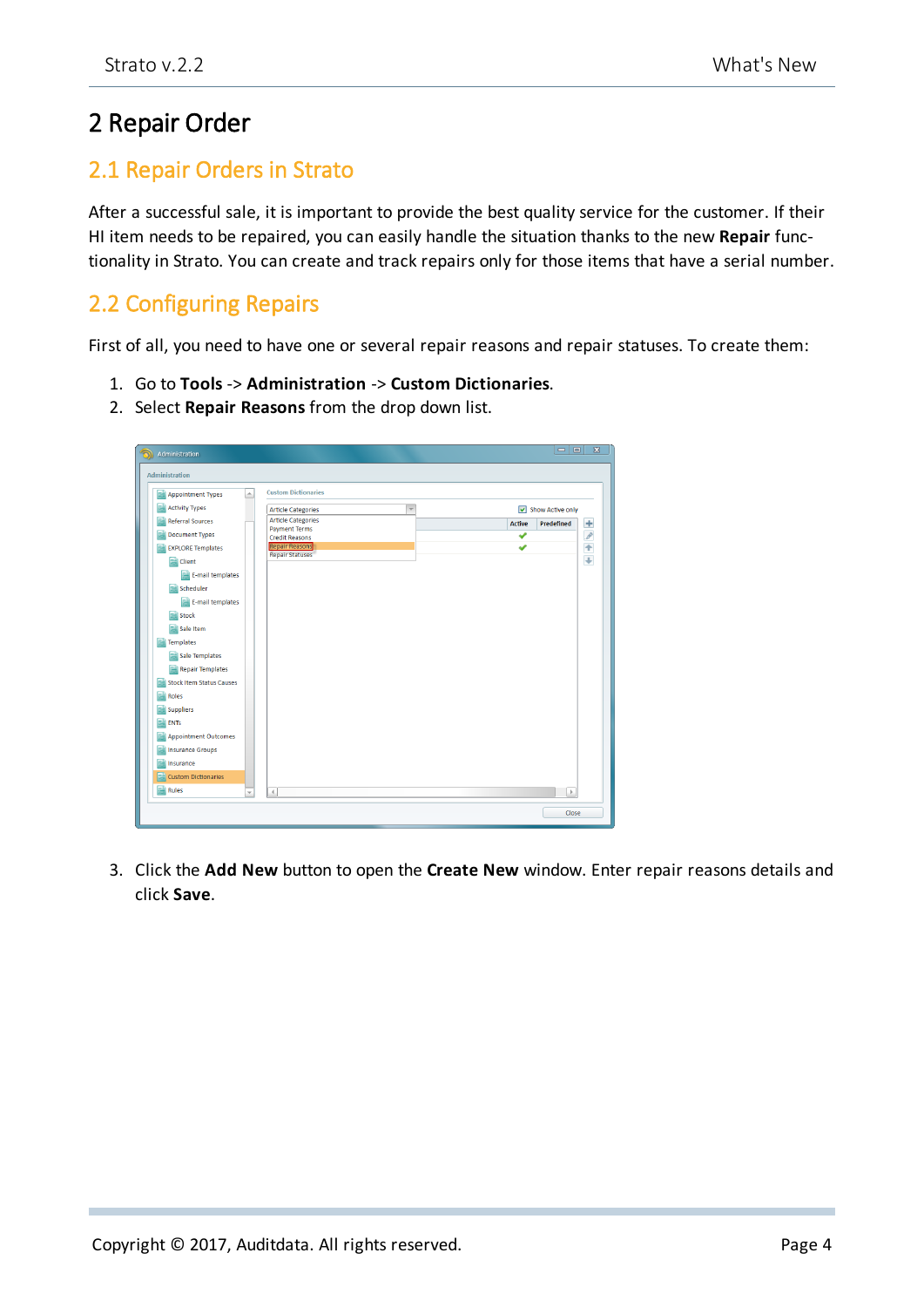# 2 Repair Order

## 2.1 Repair Orders in Strato

After a successful sale, it is important to provide the best quality service for the customer. If their HI item needs to be repaired, you can easily handle the situation thanks to the new **Repair** functionality in Strato. You can create and track repairs only for those items that have a serial number.

## 2.2 Configuring Repairs

First of all, you need to have one or several repair reasons and repair statuses. To create them:

1. Go to **Tools** -> **Administration** -> **Custom Dictionaries**.
2. Select **Repair Reasons** from the drop down list.

3. Click the **Add New** button to open the **Create New** window. Enter repair reasons details and click **Save**.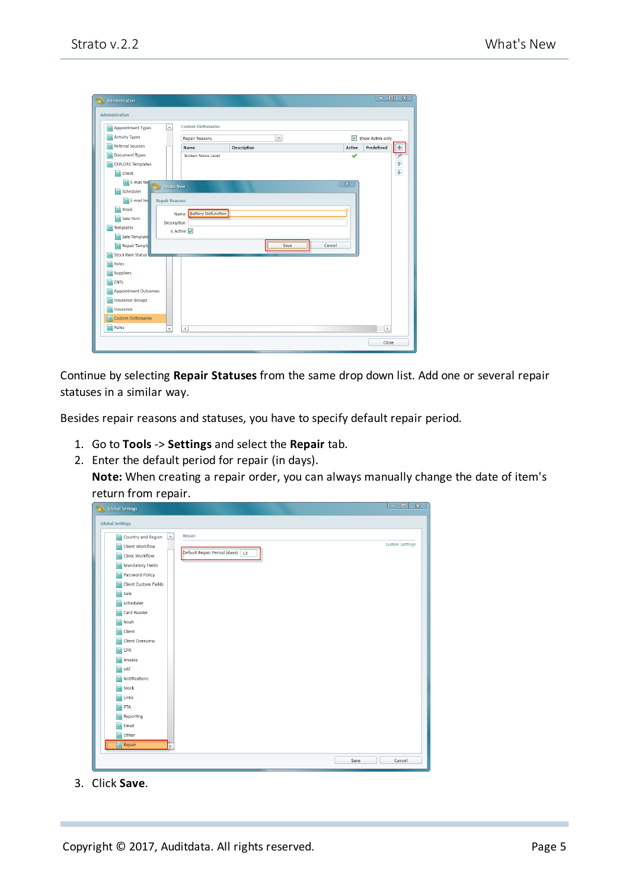Continue by selecting **Repair Statuses** from the same drop down list. Add one or several repair statuses in a similar way.

Besides repair reasons and statuses, you have to specify default repair period.

1. Go to **Tools** -> **Settings** and select the **Repair** tab.
2. Enter the default period for repair (in days).
   **Note:** When creating a repair order, you can always manually change the date of item's return from repair.
3. Click **Save**.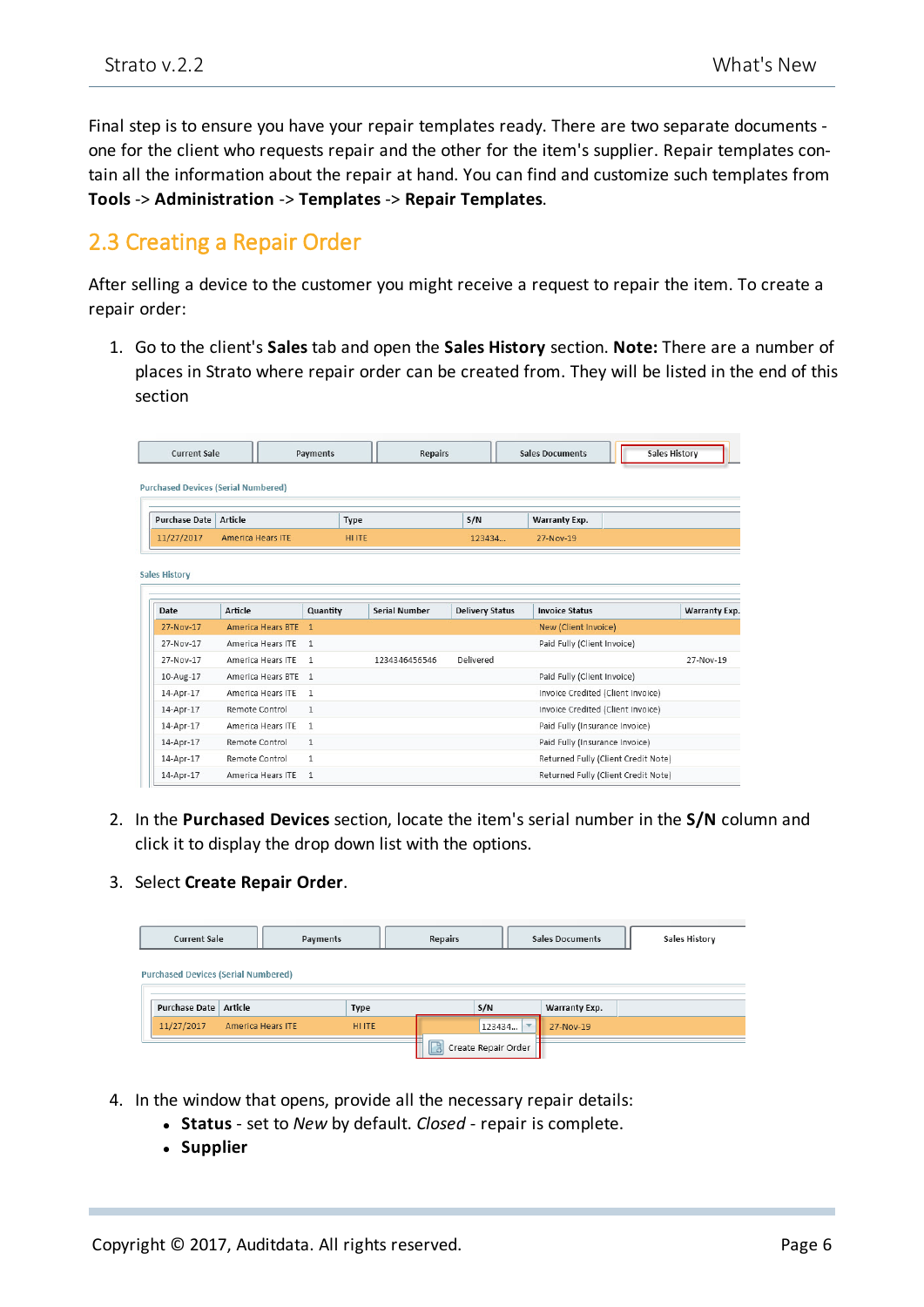Final step is to ensure you have your repair templates ready. There are two separate documents - one for the client who requests repair and the other for the item's supplier. Repair templates contain all the information about the repair at hand. You can find and customize such templates from **Tools** -> **Administration** -> **Templates** -> **Repair Templates**.

## 2.3 Creating a Repair Order

After selling a device to the customer you might receive a request to repair the item. To create a repair order:

1. Go to the client's **Sales** tab and open the **Sales History** section. **Note:** There are a number of places in Strato where repair order can be created from. They will be listed in the end of this section

2. In the **Purchased Devices** section, locate the item's serial number in the **S/N** column and click it to display the drop down list with the options.

3. Select **Create Repair Order**.

4. In the window that opens, provide all the necessary repair details:
   - **Status** - set to *New* by default. *Closed* - repair is complete.
   - **Supplier**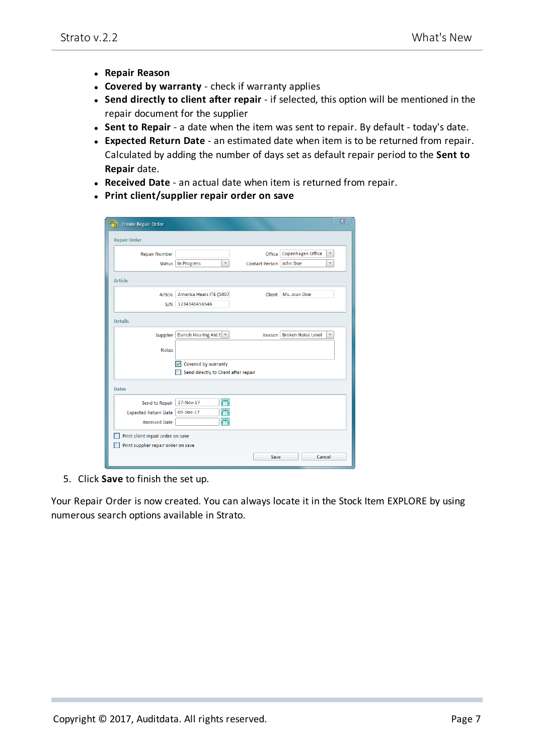- **Repair Reason**
- **Covered by warranty** - check if warranty applies
- **Send directly to client after repair** - if selected, this option will be mentioned in the repair document for the supplier
- **Sent to Repair** - a date when the item was sent to repair. By default - today's date.
- **Expected Return Date** - an estimated date when item is to be returned from repair. Calculated by adding the number of days set as default repair period to the **Sent to Repair** date.
- **Received Date** - an actual date when item is returned from repair.
- **Print client/supplier repair order on save**

5. Click **Save** to finish the set up.

Your Repair Order is now created. You can always locate it in the Stock Item EXPLORE by using numerous search options available in Strato.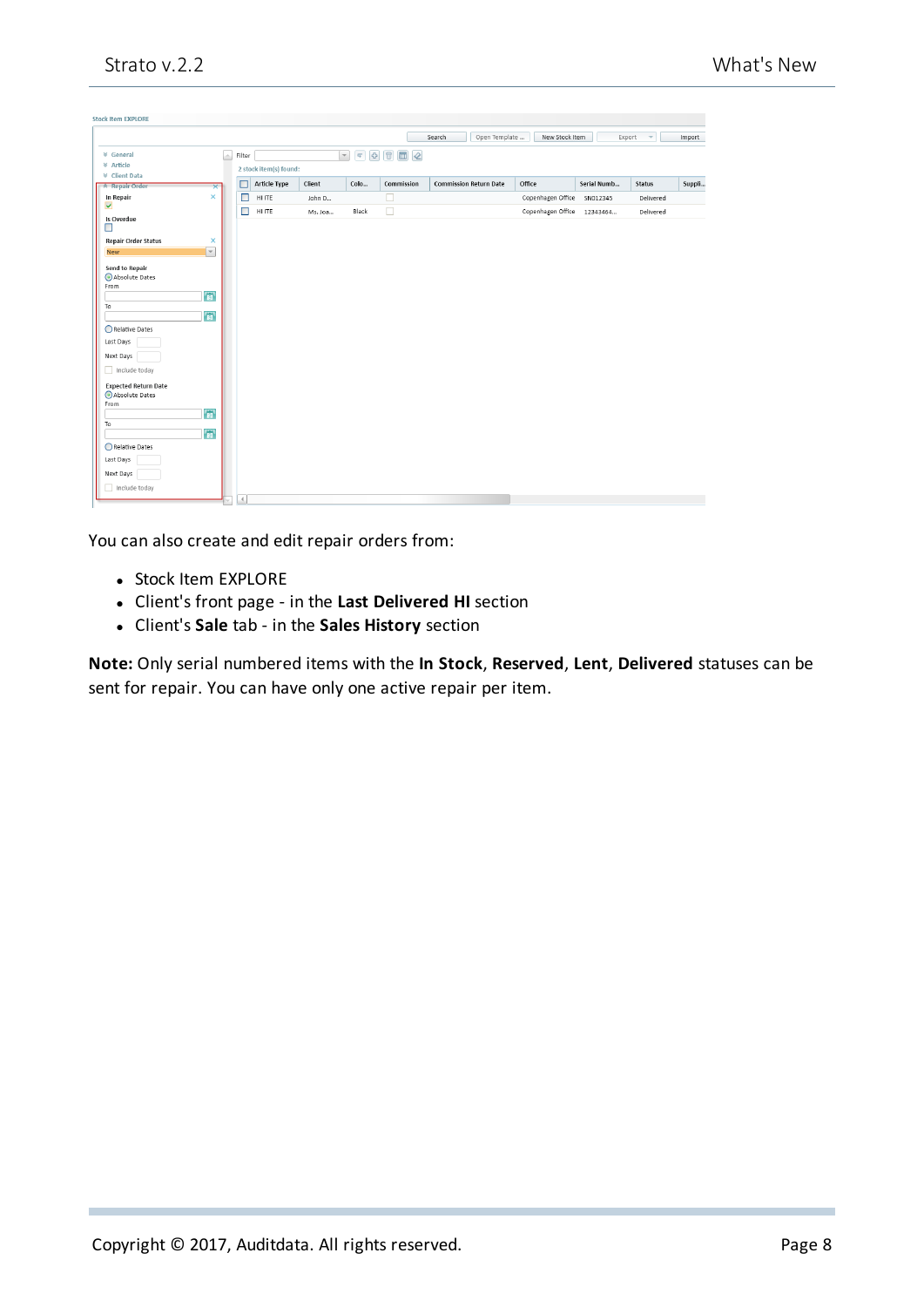You can also create and edit repair orders from:

- Stock Item EXPLORE
- Client's front page - in the **Last Delivered HI** section
- Client's **Sale** tab - in the **Sales History** section

**Note:** Only serial numbered items with the **In Stock**, **Reserved**, **Lent**, **Delivered** statuses can be sent for repair. You can have only one active repair per item.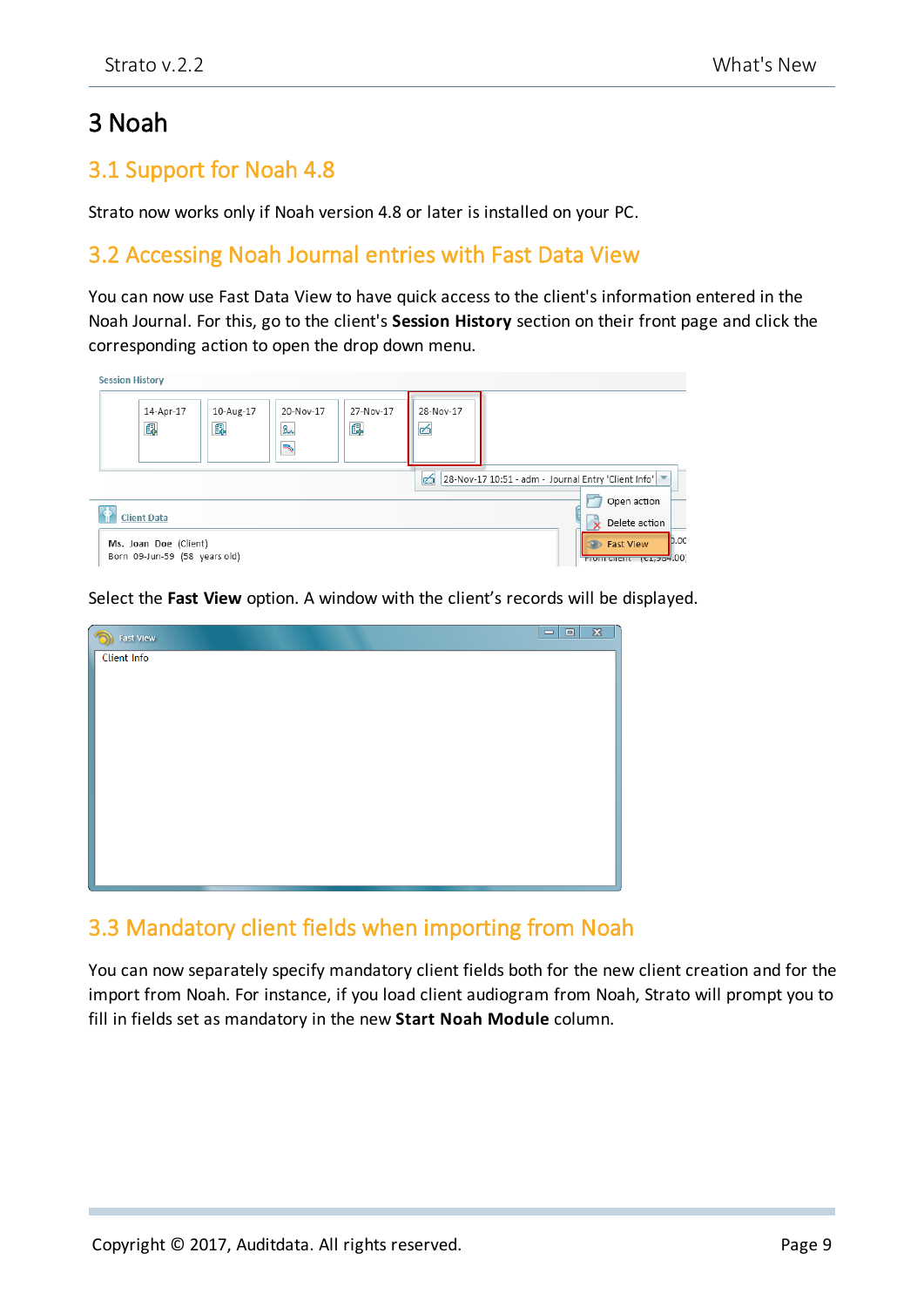# 3 Noah

## 3.1 Support for Noah 4.8

Strato now works only if Noah version 4.8 or later is installed on your PC.

## 3.2 Accessing Noah Journal entries with Fast Data View

You can now use Fast Data View to have quick access to the client's information entered in the Noah Journal. For this, go to the client's **Session History** section on their front page and click the corresponding action to open the drop down menu.

Select the **Fast View** option. A window with the client's records will be displayed.

## 3.3 Mandatory client fields when importing from Noah

You can now separately specify mandatory client fields both for the new client creation and for the import from Noah. For instance, if you load client audiogram from Noah, Strato will prompt you to fill in fields set as mandatory in the new **Start Noah Module** column.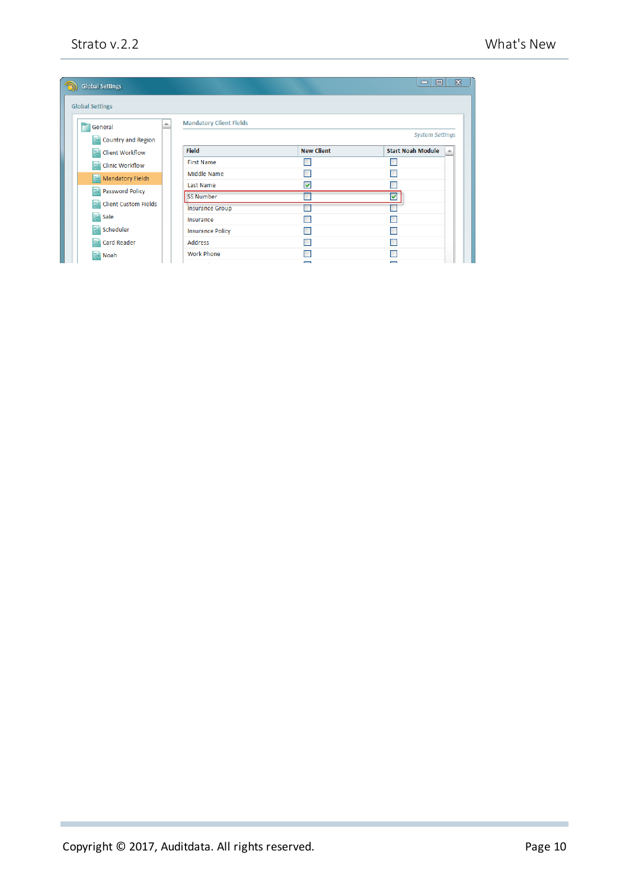| Field | New Client | Start Noah Module |
| --- | --- | --- |
| First Name | ☐ | ☐ |
| Middle Name | ☐ | ☐ |
| Last Name | ☑ | ☐ |
| SS Number | ☐ | ☑ |
| Insurance Group | ☐ | ☐ |
| Insurance | ☐ | ☐ |
| Insurance Policy | ☐ | ☐ |
| Address | ☐ | ☐ |
| Work Phone | ☐ | ☐ |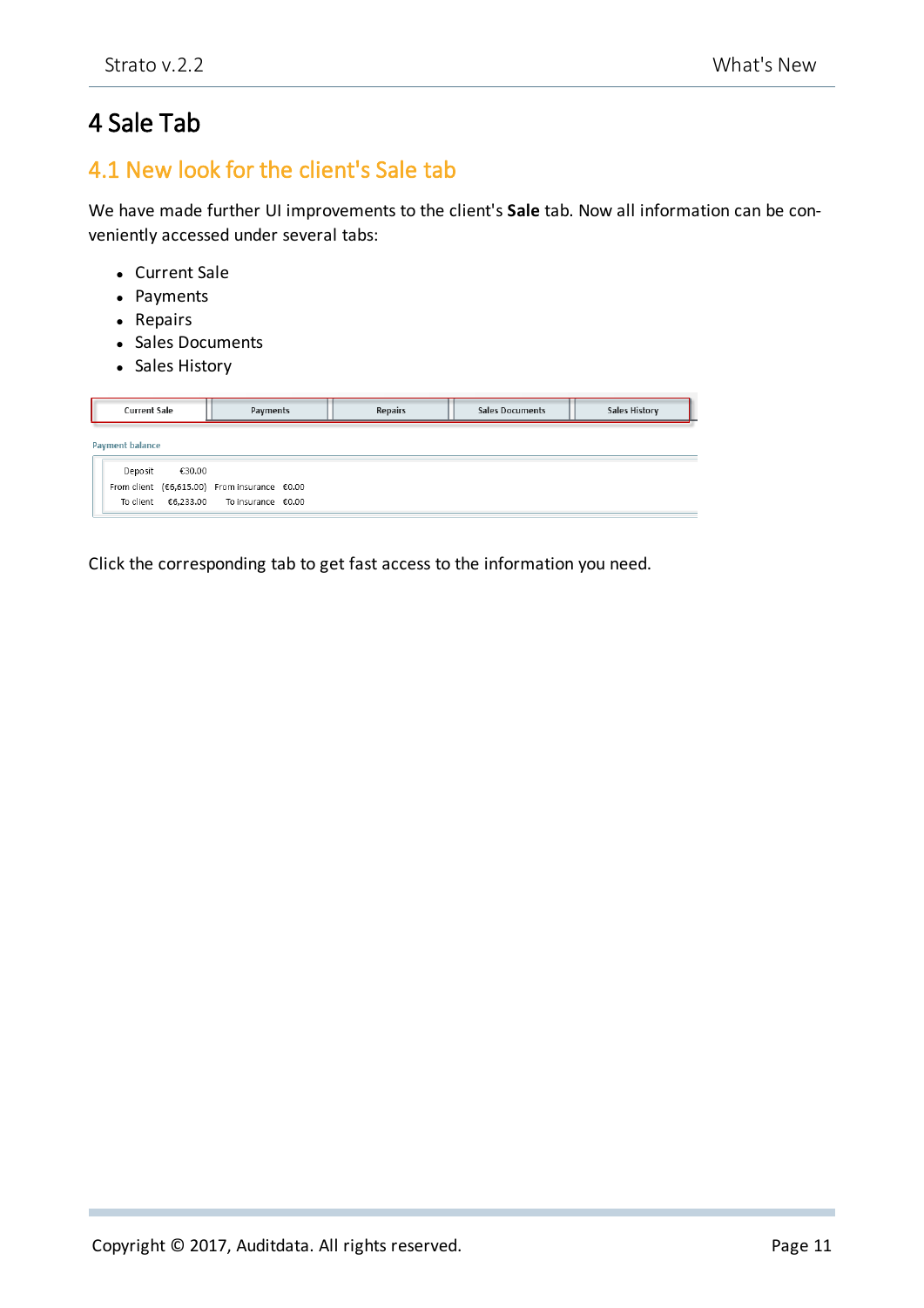# 4 Sale Tab

## 4.1 New look for the client's Sale tab

We have made further UI improvements to the client's **Sale** tab. Now all information can be conveniently accessed under several tabs:

- Current Sale
- Payments
- Repairs
- Sales Documents
- Sales History

Current Sale | Payments | Repairs | Sales Documents | Sales History

Payment balance

| | | | |
|---|---|---|---|
| Deposit | €30.00 | | |
| From client | (€6,615.00) | From insurance | €0.00 |
| To client | €6,233.00 | To insurance | €0.00 |

Click the corresponding tab to get fast access to the information you need.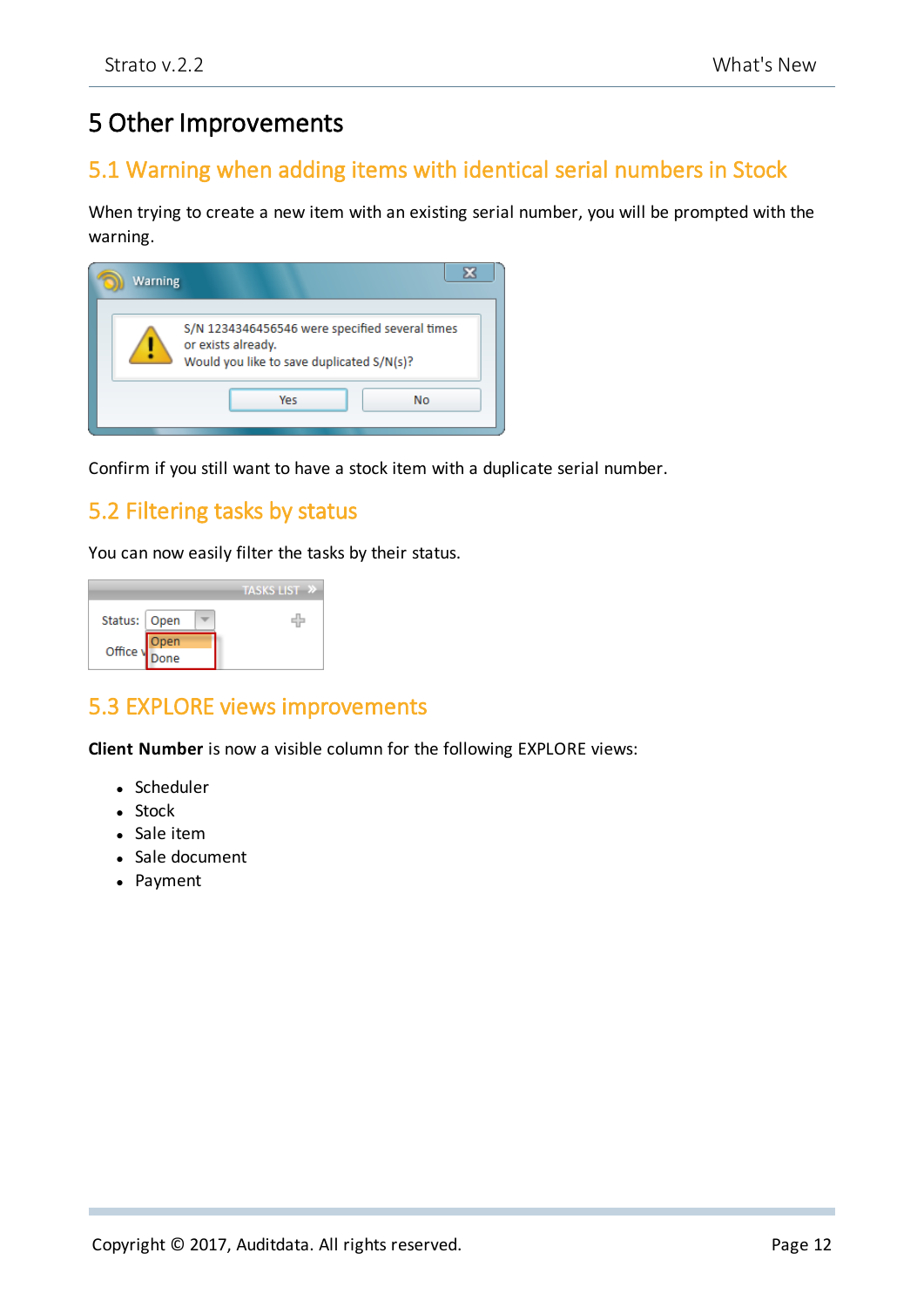# 5 Other Improvements

## 5.1 Warning when adding items with identical serial numbers in Stock

When trying to create a new item with an existing serial number, you will be prompted with the warning.

Confirm if you still want to have a stock item with a duplicate serial number.

## 5.2 Filtering tasks by status

You can now easily filter the tasks by their status.

## 5.3 EXPLORE views improvements

**Client Number** is now a visible column for the following EXPLORE views:

- Scheduler
- Stock
- Sale item
- Sale document
- Payment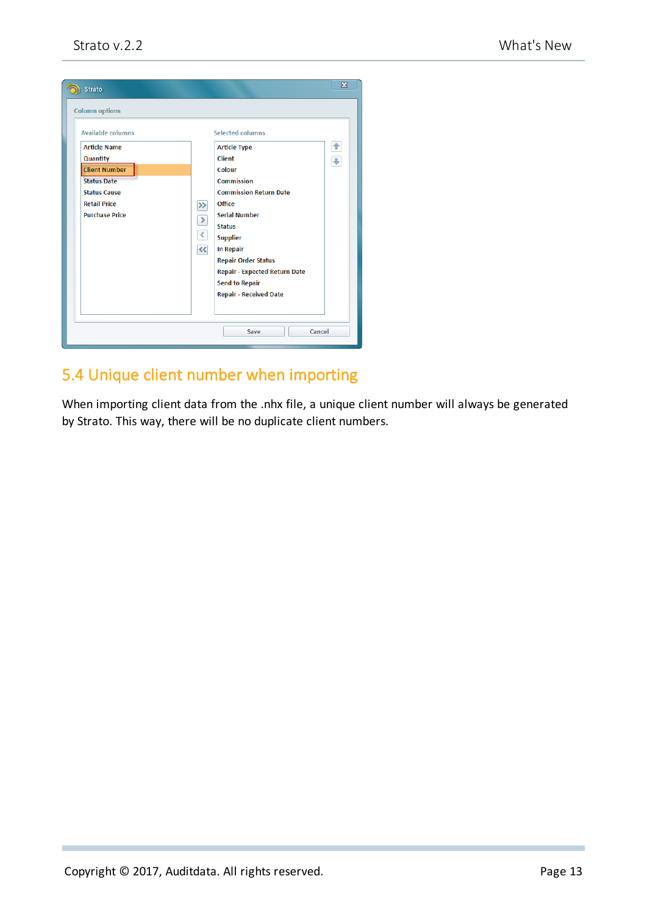## 5.4 Unique client number when importing

When importing client data from the .nhx file, a unique client number will always be generated by Strato. This way, there will be no duplicate client numbers.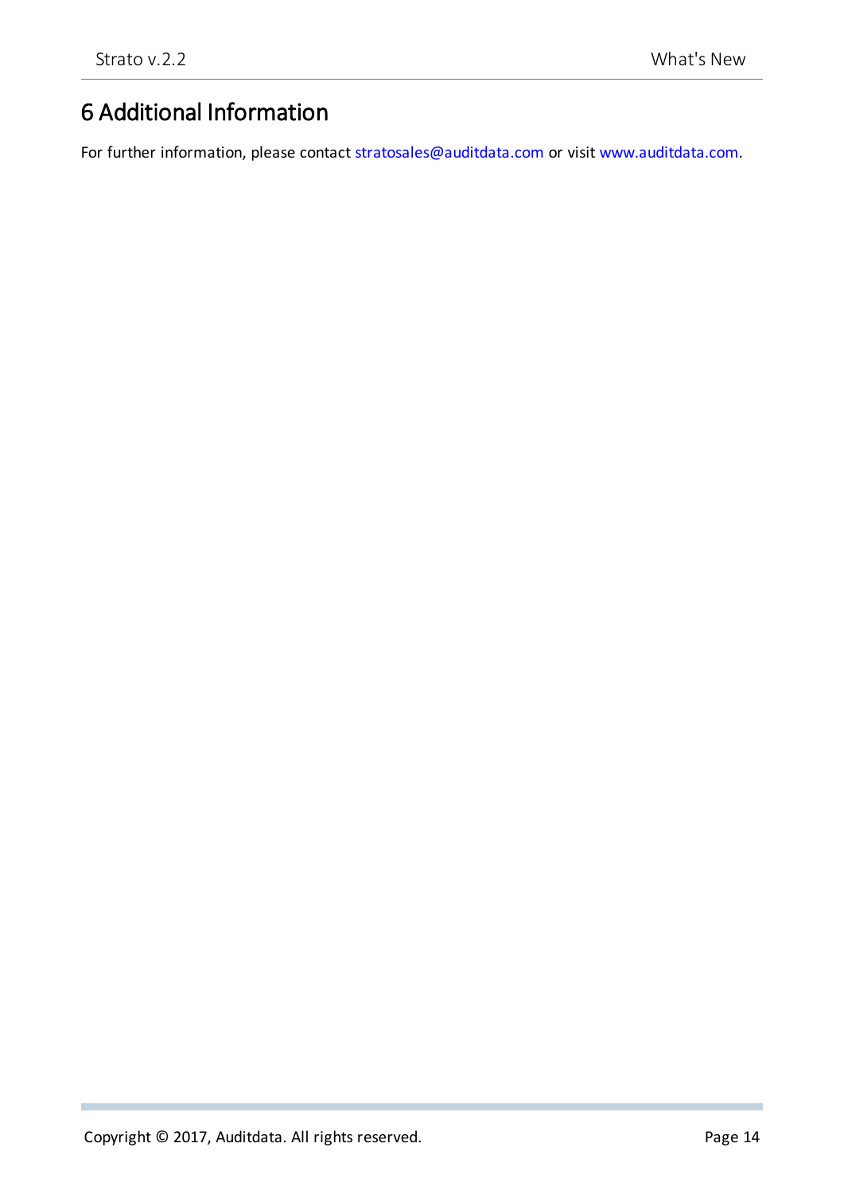# 6 Additional Information

For further information, please contact stratosales@auditdata.com or visit www.auditdata.com.